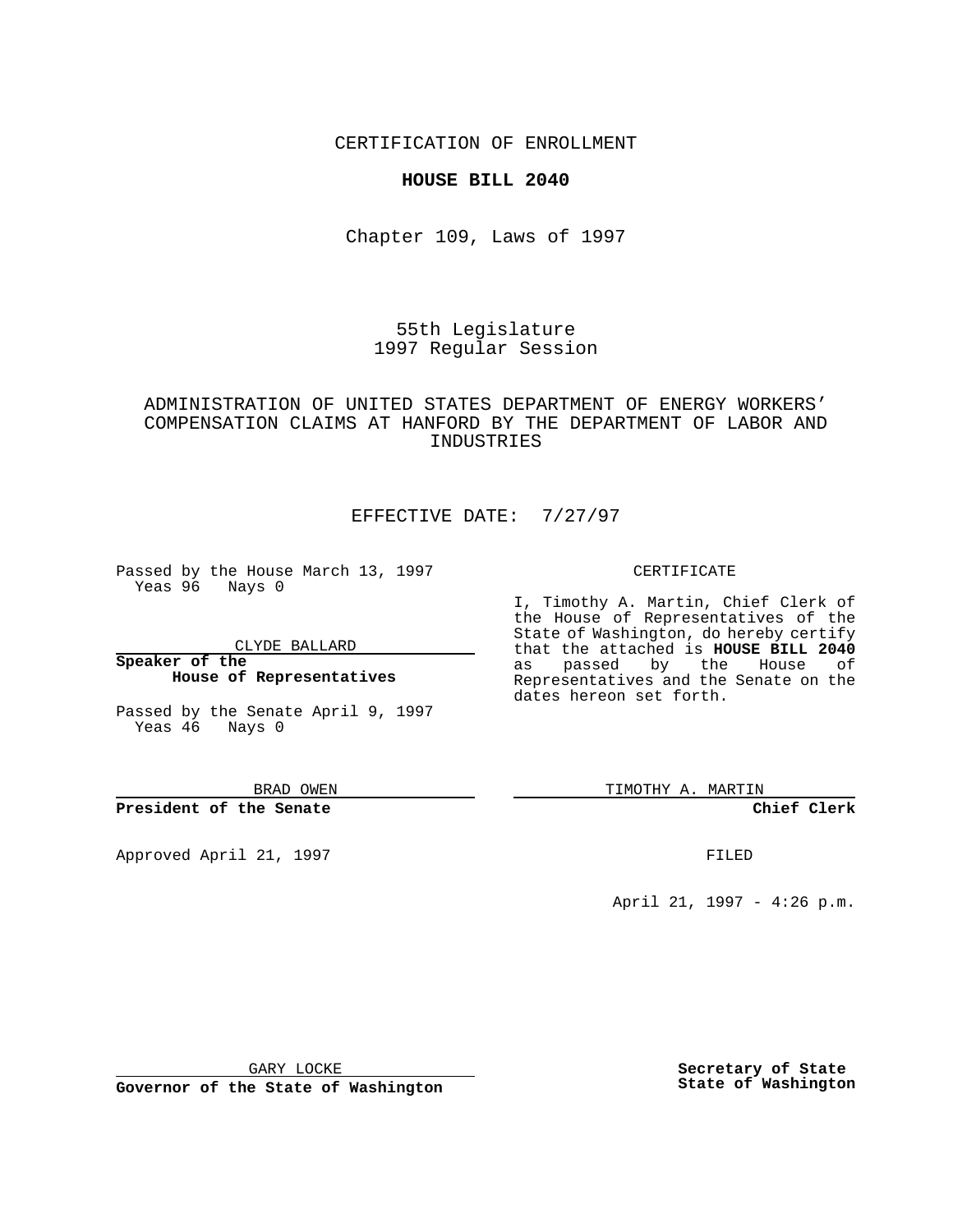CERTIFICATION OF ENROLLMENT

**HOUSE BILL 2040**

Chapter 109, Laws of 1997

55th Legislature
1997 Regular Session

ADMINISTRATION OF UNITED STATES DEPARTMENT OF ENERGY WORKERS' COMPENSATION CLAIMS AT HANFORD BY THE DEPARTMENT OF LABOR AND INDUSTRIES

EFFECTIVE DATE: 7/27/97

Passed by the House March 13, 1997
Yeas 96 Nays 0

CLYDE BALLARD

**Speaker of the House of Representatives**

Passed by the Senate April 9, 1997
Yeas 46 Nays 0

BRAD OWEN

**President of the Senate**

Approved April 21, 1997

GARY LOCKE

**Governor of the State of Washington**

CERTIFICATE

I, Timothy A. Martin, Chief Clerk of the House of Representatives of the State of Washington, do hereby certify that the attached is **HOUSE BILL 2040** as passed by the House of Representatives and the Senate on the dates hereon set forth.

TIMOTHY A. MARTIN

**Chief Clerk**

FILED

April 21, 1997 - 4:26 p.m.

**Secretary of State**
**State of Washington**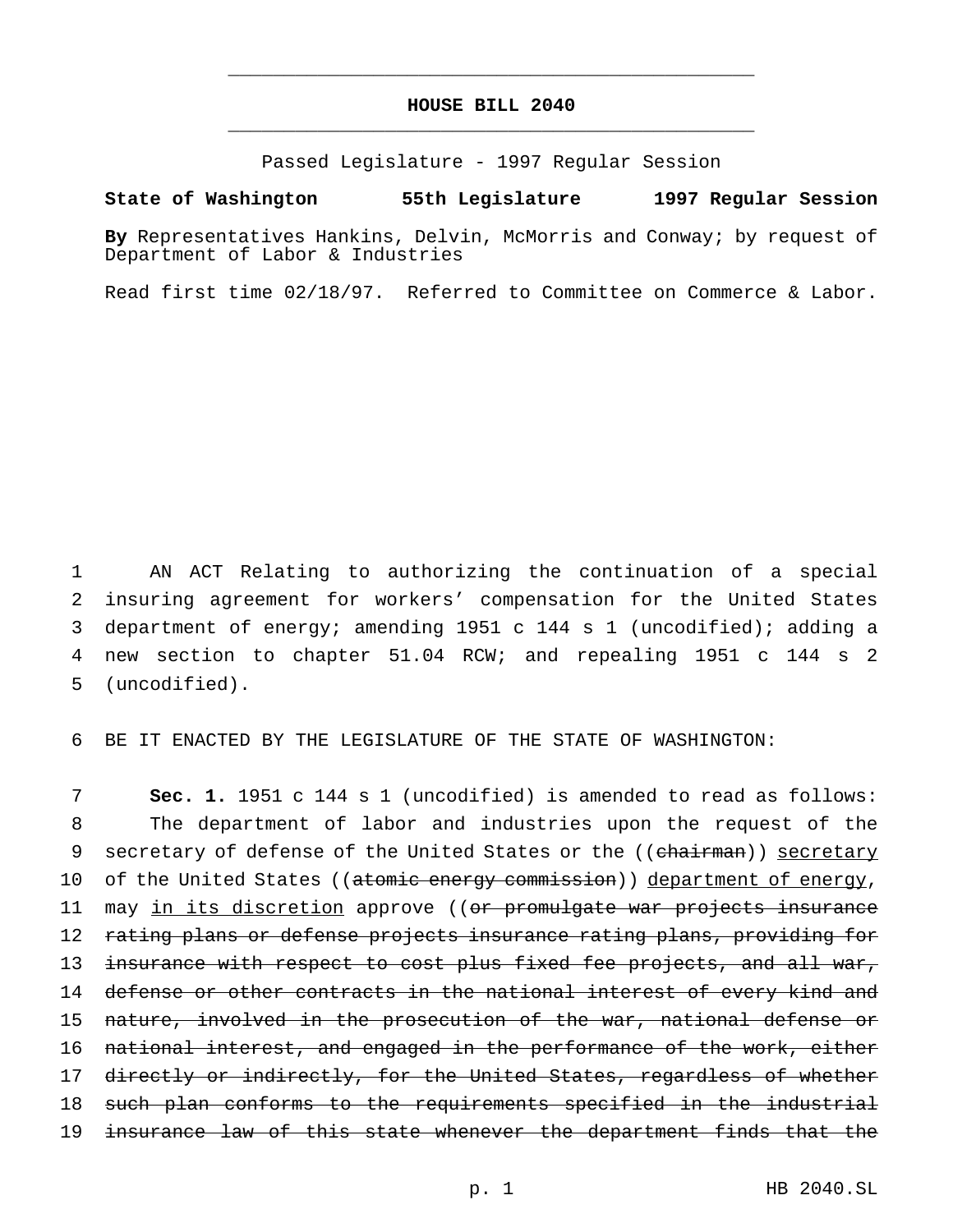# HOUSE BILL 2040

Passed Legislature - 1997 Regular Session

**State of Washington 55th Legislature 1997 Regular Session**

**By** Representatives Hankins, Delvin, McMorris and Conway; by request of Department of Labor & Industries

Read first time 02/18/97. Referred to Committee on Commerce & Labor.

1 AN ACT Relating to authorizing the continuation of a special
2 insuring agreement for workers' compensation for the United States
3 department of energy; amending 1951 c 144 s 1 (uncodified); adding a
4 new section to chapter 51.04 RCW; and repealing 1951 c 144 s 2
5 (uncodified).

6 BE IT ENACTED BY THE LEGISLATURE OF THE STATE OF WASHINGTON:

7 **Sec. 1.** 1951 c 144 s 1 (uncodified) is amended to read as follows:
8 The department of labor and industries upon the request of the
9 secretary of defense of the United States or the ((~~chairman~~)) <u>secretary</u>
10 of the United States ((~~atomic energy commission~~)) <u>department of energy</u>,
11 may <u>in its discretion</u> approve ((~~or promulgate war projects insurance~~
12 ~~rating plans or defense projects insurance rating plans, providing for~~
13 ~~insurance with respect to cost plus fixed fee projects, and all war,~~
14 ~~defense or other contracts in the national interest of every kind and~~
15 ~~nature, involved in the prosecution of the war, national defense or~~
16 ~~national interest, and engaged in the performance of the work, either~~
17 ~~directly or indirectly, for the United States, regardless of whether~~
18 ~~such plan conforms to the requirements specified in the industrial~~
19 ~~insurance law of this state whenever the department finds that the~~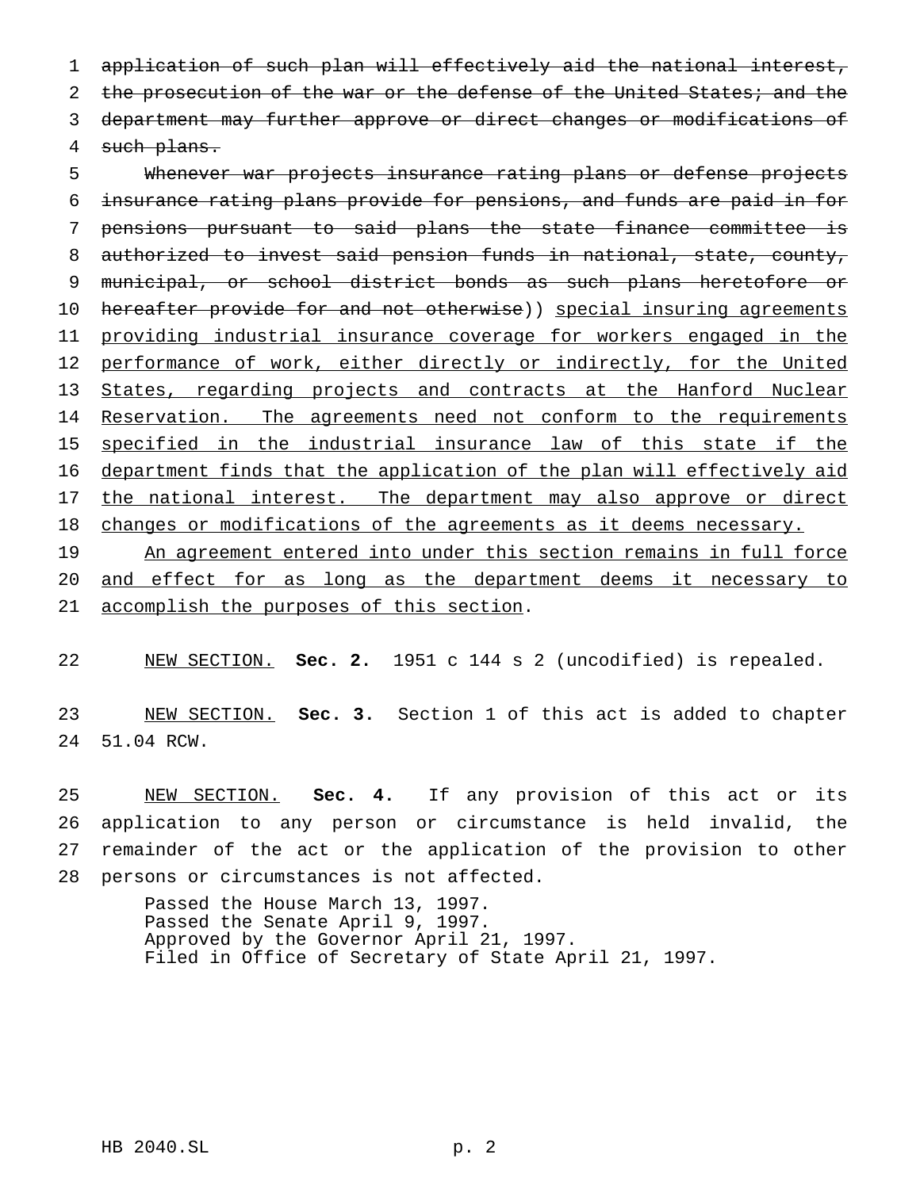~~application of such plan will effectively aid the national interest, the prosecution of the war or the defense of the United States; and the department may further approve or direct changes or modifications of such plans.~~

~~Whenever war projects insurance rating plans or defense projects insurance rating plans provide for pensions, and funds are paid in for pensions pursuant to said plans the state finance committee is authorized to invest said pension funds in national, state, county, municipal, or school district bonds as such plans heretofore or hereafter provide for and not otherwise~~)) <u>special insuring agreements providing industrial insurance coverage for workers engaged in the performance of work, either directly or indirectly, for the United States, regarding projects and contracts at the Hanford Nuclear Reservation. The agreements need not conform to the requirements specified in the industrial insurance law of this state if the department finds that the application of the plan will effectively aid the national interest. The department may also approve or direct changes or modifications of the agreements as it deems necessary.</u>

<u>An agreement entered into under this section remains in full force and effect for as long as the department deems it necessary to accomplish the purposes of this section</u>.

<u>NEW SECTION.</u> **Sec. 2.** 1951 c 144 s 2 (uncodified) is repealed.

<u>NEW SECTION.</u> **Sec. 3.** Section 1 of this act is added to chapter 51.04 RCW.

<u>NEW SECTION.</u> **Sec. 4.** If any provision of this act or its application to any person or circumstance is held invalid, the remainder of the act or the application of the provision to other persons or circumstances is not affected.

Passed the House March 13, 1997.
Passed the Senate April 9, 1997.
Approved by the Governor April 21, 1997.
Filed in Office of Secretary of State April 21, 1997.